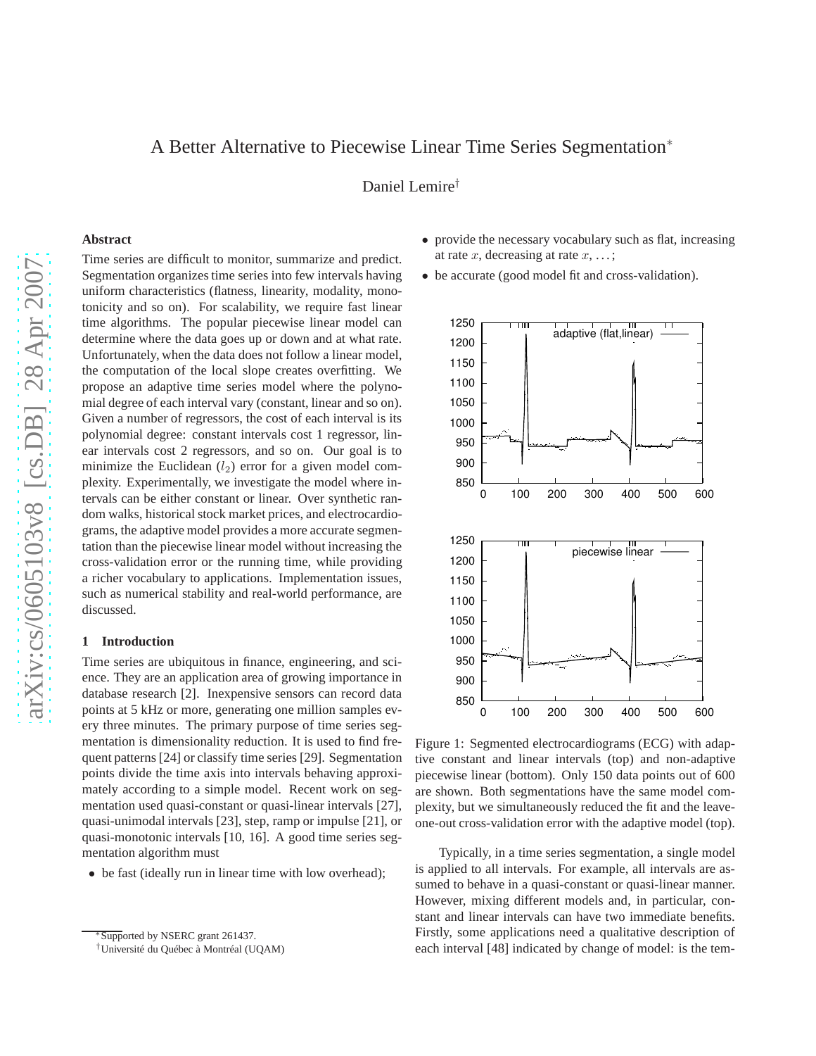# A Better Alternative to Piecewise Linear Time Series Segmentation[*]

Daniel Lemire[†]

### Abstract

Time series are difficult to monitor, summarize and predict. Segmentation organizes time series into few intervals having uniform characteristics (flatness, linearity, modality, monotonicity and so on). For scalability, we require fast linear time algorithms. The popular piecewise linear model can determine where the data goes up or down and at what rate. Unfortunately, when the data does not follow a linear model, the computation of the local slope creates overfitting. We propose an adaptive time series model where the polynomial degree of each interval vary (constant, linear and so on). Given a number of regressors, the cost of each interval is its polynomial degree: constant intervals cost 1 regressor, linear intervals cost 2 regressors, and so on. Our goal is to minimize the Euclidean ($l_2$) error for a given model complexity. Experimentally, we investigate the model where intervals can be either constant or linear. Over synthetic random walks, historical stock market prices, and electrocardiograms, the adaptive model provides a more accurate segmentation than the piecewise linear model without increasing the cross-validation error or the running time, while providing a richer vocabulary to applications. Implementation issues, such as numerical stability and real-world performance, are discussed.

## 1 Introduction

Time series are ubiquitous in finance, engineering, and science. They are an application area of growing importance in database research [2]. Inexpensive sensors can record data points at 5 kHz or more, generating one million samples every three minutes. The primary purpose of time series segmentation is dimensionality reduction. It is used to find frequent patterns [24] or classify time series [29]. Segmentation points divide the time axis into intervals behaving approximately according to a simple model. Recent work on segmentation used quasi-constant or quasi-linear intervals [27], quasi-unimodal intervals [23], step, ramp or impulse [21], or quasi-monotonic intervals [10, 16]. A good time series segmentation algorithm must

- be fast (ideally run in linear time with low overhead);
- provide the necessary vocabulary such as flat, increasing at rate $x$, decreasing at rate $x$, ...;
- be accurate (good model fit and cross-validation).

Figure 1: Segmented electrocardiograms (ECG) with adaptive constant and linear intervals (top) and non-adaptive piecewise linear (bottom). Only 150 data points out of 600 are shown. Both segmentations have the same model complexity, but we simultaneously reduced the fit and the leave-one-out cross-validation error with the adaptive model (top).

Typically, in a time series segmentation, a single model is applied to all intervals. For example, all intervals are assumed to behave in a quasi-constant or quasi-linear manner. However, mixing different models and, in particular, constant and linear intervals can have two immediate benefits. Firstly, some applications need a qualitative description of each interval [48] indicated by change of model: is the tem-

[*] Supported by NSERC grant 261437.

[†] Université du Québec à Montréal (UQAM)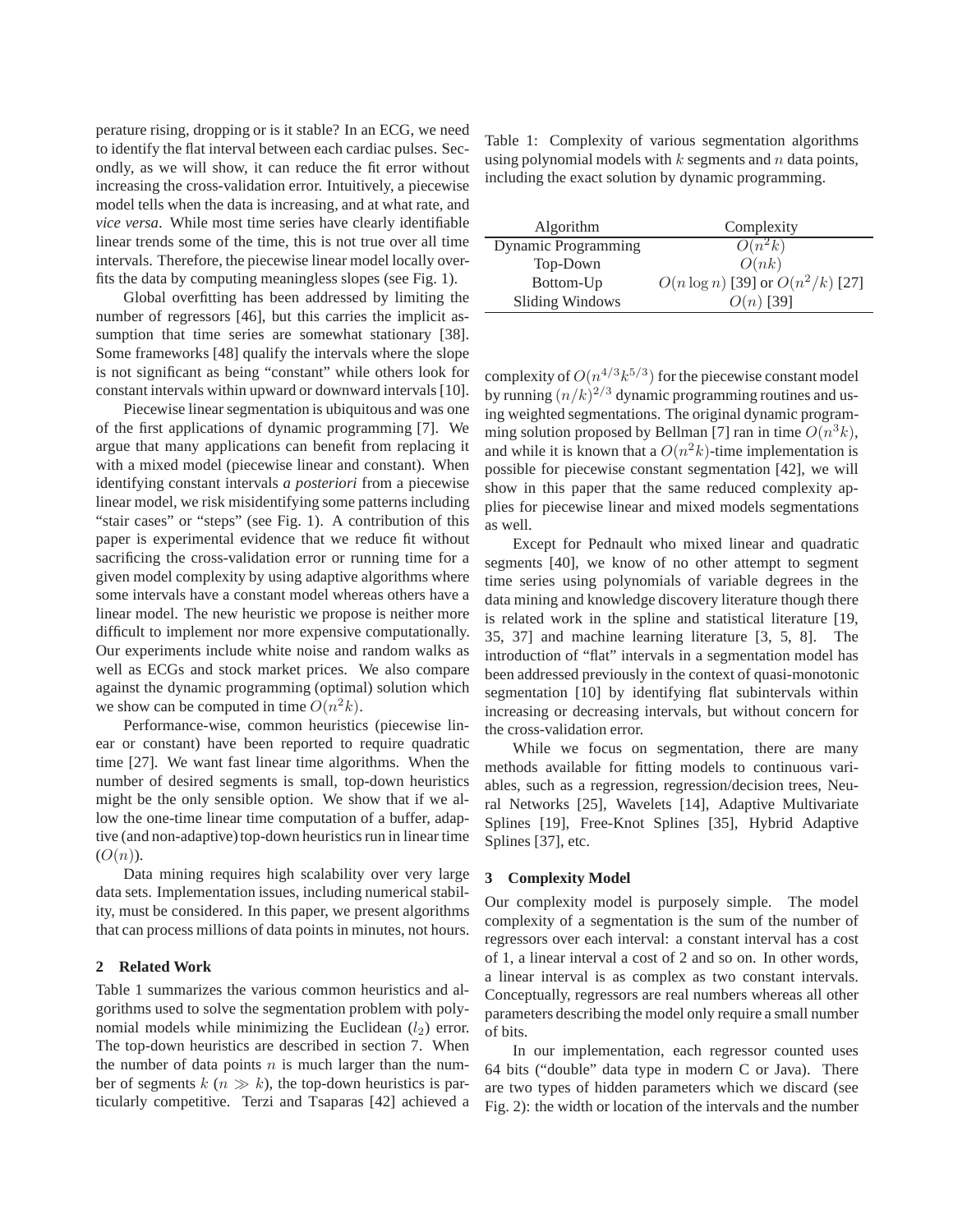perature rising, dropping or is it stable? In an ECG, we need to identify the flat interval between each cardiac pulses. Secondly, as we will show, it can reduce the fit error without increasing the cross-validation error. Intuitively, a piecewise model tells when the data is increasing, and at what rate, and *vice versa*. While most time series have clearly identifiable linear trends some of the time, this is not true over all time intervals. Therefore, the piecewise linear model locally overfits the data by computing meaningless slopes (see Fig. 1).

Global overfitting has been addressed by limiting the number of regressors [46], but this carries the implicit assumption that time series are somewhat stationary [38]. Some frameworks [48] qualify the intervals where the slope is not significant as being "constant" while others look for constant intervals within upward or downward intervals [10].

Piecewise linear segmentation is ubiquitous and was one of the first applications of dynamic programming [7]. We argue that many applications can benefit from replacing it with a mixed model (piecewise linear and constant). When identifying constant intervals *a posteriori* from a piecewise linear model, we risk misidentifying some patterns including "stair cases" or "steps" (see Fig. 1). A contribution of this paper is experimental evidence that we reduce fit without sacrificing the cross-validation error or running time for a given model complexity by using adaptive algorithms where some intervals have a constant model whereas others have a linear model. The new heuristic we propose is neither more difficult to implement nor more expensive computationally. Our experiments include white noise and random walks as well as ECGs and stock market prices. We also compare against the dynamic programming (optimal) solution which we show can be computed in time $O(n^2k)$.

Performance-wise, common heuristics (piecewise linear or constant) have been reported to require quadratic time [27]. We want fast linear time algorithms. When the number of desired segments is small, top-down heuristics might be the only sensible option. We show that if we allow the one-time linear time computation of a buffer, adaptive (and non-adaptive) top-down heuristics run in linear time ($O(n)$).

Data mining requires high scalability over very large data sets. Implementation issues, including numerical stability, must be considered. In this paper, we present algorithms that can process millions of data points in minutes, not hours.

## 2 Related Work

Table 1 summarizes the various common heuristics and algorithms used to solve the segmentation problem with polynomial models while minimizing the Euclidean ($l_2$) error. The top-down heuristics are described in section 7. When the number of data points $n$ is much larger than the number of segments $k$ ($n \gg k$), the top-down heuristics is particularly competitive. Terzi and Tsaparas [42] achieved a complexity of $O(n^{4/3}k^{5/3})$ for the piecewise constant model by running $(n/k)^{2/3}$ dynamic programming routines and using weighted segmentations. The original dynamic programming solution proposed by Bellman [7] ran in time $O(n^3k)$, and while it is known that a $O(n^2k)$-time implementation is possible for piecewise constant segmentation [42], we will show in this paper that the same reduced complexity applies for piecewise linear and mixed models segmentations as well.

Table 1: Complexity of various segmentation algorithms using polynomial models with $k$ segments and $n$ data points, including the exact solution by dynamic programming.

| Algorithm | Complexity |
|---|---|
| Dynamic Programming | $O(n^2k)$ |
| Top-Down | $O(nk)$ |
| Bottom-Up | $O(n \log n)$ [39] or $O(n^2/k)$ [27] |
| Sliding Windows | $O(n)$ [39] |

Except for Pednault who mixed linear and quadratic segments [40], we know of no other attempt to segment time series using polynomials of variable degrees in the data mining and knowledge discovery literature though there is related work in the spline and statistical literature [19, 35, 37] and machine learning literature [3, 5, 8]. The introduction of "flat" intervals in a segmentation model has been addressed previously in the context of quasi-monotonic segmentation [10] by identifying flat subintervals within increasing or decreasing intervals, but without concern for the cross-validation error.

While we focus on segmentation, there are many methods available for fitting models to continuous variables, such as a regression, regression/decision trees, Neural Networks [25], Wavelets [14], Adaptive Multivariate Splines [19], Free-Knot Splines [35], Hybrid Adaptive Splines [37], etc.

## 3 Complexity Model

Our complexity model is purposely simple. The model complexity of a segmentation is the sum of the number of regressors over each interval: a constant interval has a cost of 1, a linear interval a cost of 2 and so on. In other words, a linear interval is as complex as two constant intervals. Conceptually, regressors are real numbers whereas all other parameters describing the model only require a small number of bits.

In our implementation, each regressor counted uses 64 bits ("double" data type in modern C or Java). There are two types of hidden parameters which we discard (see Fig. 2): the width or location of the intervals and the number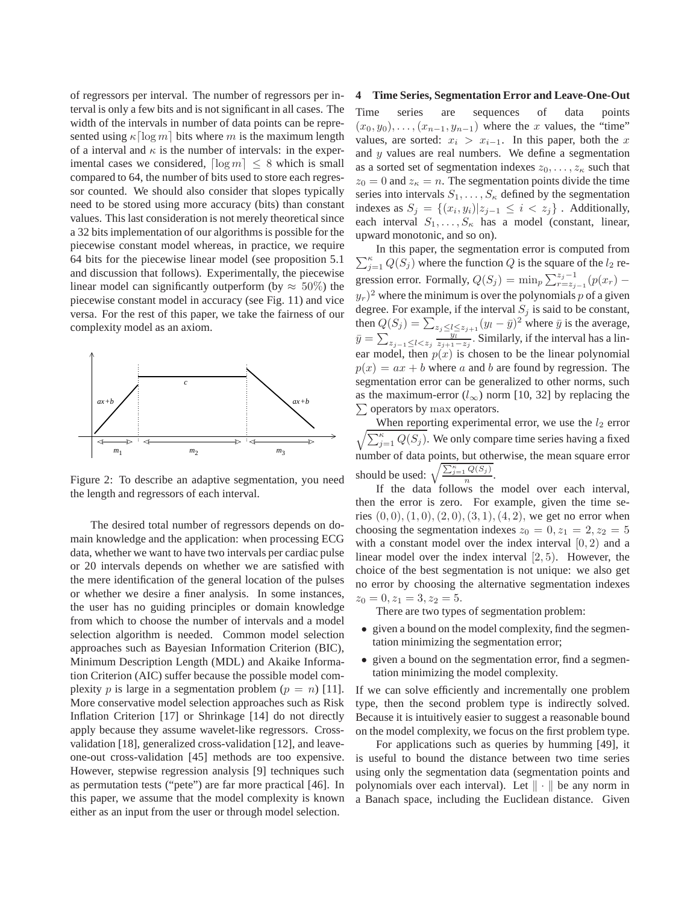of regressors per interval. The number of regressors per interval is only a few bits and is not significant in all cases. The width of the intervals in number of data points can be represented using $\kappa\lceil \log m \rceil$ bits where $m$ is the maximum length of a interval and $\kappa$ is the number of intervals: in the experimental cases we considered, $\lceil \log m \rceil \leq 8$ which is small compared to 64, the number of bits used to store each regressor counted. We should also consider that slopes typically need to be stored using more accuracy (bits) than constant values. This last consideration is not merely theoretical since a 32 bits implementation of our algorithms is possible for the piecewise constant model whereas, in practice, we require 64 bits for the piecewise linear model (see proposition 5.1 and discussion that follows). Experimentally, the piecewise linear model can significantly outperform (by $\approx 50\%$) the piecewise constant model in accuracy (see Fig. 11) and vice versa. For the rest of this paper, we take the fairness of our complexity model as an axiom.

Figure 2: To describe an adaptive segmentation, you need the length and regressors of each interval.

The desired total number of regressors depends on domain knowledge and the application: when processing ECG data, whether we want to have two intervals per cardiac pulse or 20 intervals depends on whether we are satisfied with the mere identification of the general location of the pulses or whether we desire a finer analysis. In some instances, the user has no guiding principles or domain knowledge from which to choose the number of intervals and a model selection algorithm is needed. Common model selection approaches such as Bayesian Information Criterion (BIC), Minimum Description Length (MDL) and Akaike Information Criterion (AIC) suffer because the possible model complexity $p$ is large in a segmentation problem ($p = n$) [11]. More conservative model selection approaches such as Risk Inflation Criterion [17] or Shrinkage [14] do not directly apply because they assume wavelet-like regressors. Cross-validation [18], generalized cross-validation [12], and leave-one-out cross-validation [45] methods are too expensive. However, stepwise regression analysis [9] techniques such as permutation tests ("pete") are far more practical [46]. In this paper, we assume that the model complexity is known either as an input from the user or through model selection.

## 4 Time Series, Segmentation Error and Leave-One-Out

Time series are sequences of data points $(x_0, y_0), \ldots, (x_{n-1}, y_{n-1})$ where the $x$ values, the "time" values, are sorted: $x_i > x_{i-1}$. In this paper, both the $x$ and $y$ values are real numbers. We define a segmentation as a sorted set of segmentation indexes $z_0, \ldots, z_\kappa$ such that $z_0 = 0$ and $z_\kappa = n$. The segmentation points divide the time series into intervals $S_1, \ldots, S_\kappa$ defined by the segmentation indexes as $S_j = \{(x_i, y_i) | z_{j-1} \leq i < z_j\}$ . Additionally, each interval $S_1, \ldots, S_\kappa$ has a model (constant, linear, upward monotonic, and so on).

In this paper, the segmentation error is computed from $\sum_{j=1}^{\kappa} Q(S_j)$ where the function $Q$ is the square of the $l_2$ regression error. Formally, $Q(S_j) = \min_p \sum_{r=z_{j-1}}^{z_j - 1} (p(x_r) - y_r)^2$ where the minimum is over the polynomials $p$ of a given degree. For example, if the interval $S_j$ is said to be constant, then $Q(S_j) = \sum_{z_j \leq l \leq z_{j+1}} (y_l - \bar{y})^2$ where $\bar{y}$ is the average, $\bar{y} = \sum_{z_{j-1} \leq l < z_j} \frac{y_l}{z_{j+1} - z_j}$. Similarly, if the interval has a linear model, then $p(x)$ is chosen to be the linear polynomial $p(x) = ax + b$ where $a$ and $b$ are found by regression. The segmentation error can be generalized to other norms, such as the maximum-error ($l_\infty$) norm [10, 32] by replacing the $\sum$ operators by $\max$ operators.

When reporting experimental error, we use the $l_2$ error $\sqrt{\sum_{j=1}^{\kappa} Q(S_j)}$. We only compare time series having a fixed number of data points, but otherwise, the mean square error should be used: $\sqrt{\frac{\sum_{j=1}^{\kappa} Q(S_j)}{n}}$.

If the data follows the model over each interval, then the error is zero. For example, given the time series $(0, 0), (1, 0), (2, 0), (3, 1), (4, 2)$, we get no error when choosing the segmentation indexes $z_0 = 0, z_1 = 2, z_2 = 5$ with a constant model over the index interval $[0, 2)$ and a linear model over the index interval $[2, 5)$. However, the choice of the best segmentation is not unique: we also get no error by choosing the alternative segmentation indexes $z_0 = 0, z_1 = 3, z_2 = 5$.

There are two types of segmentation problem:

- given a bound on the model complexity, find the segmentation minimizing the segmentation error;
- given a bound on the segmentation error, find a segmentation minimizing the model complexity.

If we can solve efficiently and incrementally one problem type, then the second problem type is indirectly solved. Because it is intuitively easier to suggest a reasonable bound on the model complexity, we focus on the first problem type.

For applications such as queries by humming [49], it is useful to bound the distance between two time series using only the segmentation data (segmentation points and polynomials over each interval). Let $\|\cdot\|$ be any norm in a Banach space, including the Euclidean distance. Given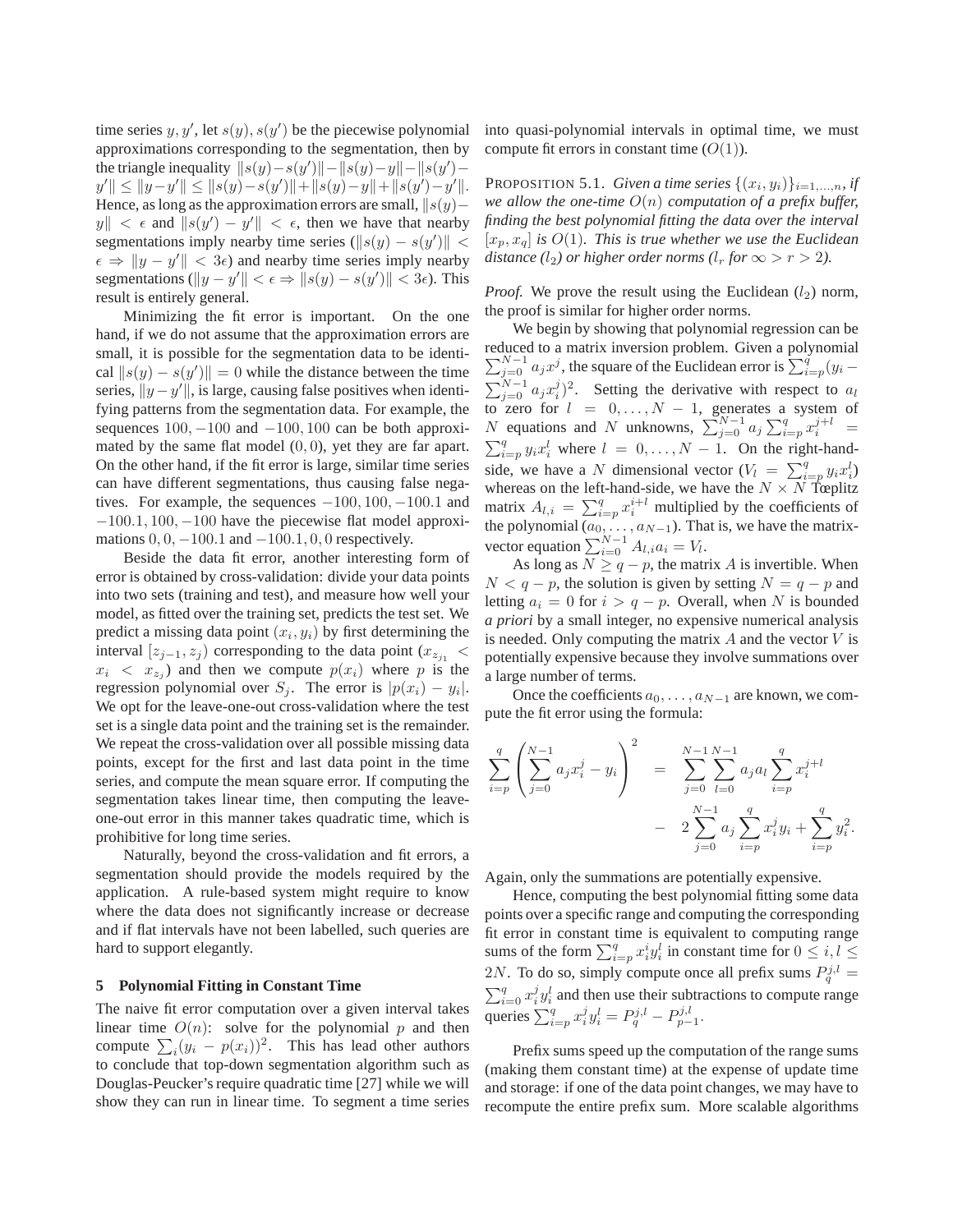time series $y, y'$, let $s(y), s(y')$ be the piecewise polynomial approximations corresponding to the segmentation, then by the triangle inequality $\|s(y)-s(y')\| - \|s(y)-y\| - \|s(y')-y'\| \leq \|y-y'\| \leq \|s(y)-s(y')\| + \|s(y)-y\| + \|s(y')-y'\|$. Hence, as long as the approximation errors are small, $\|s(y)-y\| < \epsilon$ and $\|s(y')-y'\| < \epsilon$, then we have that nearby segmentations imply nearby time series ($\|s(y)-s(y')\| < \epsilon \Rightarrow \|y-y'\| < 3\epsilon$) and nearby time series imply nearby segmentations ($\|y-y'\| < \epsilon \Rightarrow \|s(y)-s(y')\| < 3\epsilon$). This result is entirely general.

Minimizing the fit error is important. On the one hand, if we do not assume that the approximation errors are small, it is possible for the segmentation data to be identical $\|s(y)-s(y')\| = 0$ while the distance between the time series, $\|y-y'\|$, is large, causing false positives when identifying patterns from the segmentation data. For example, the sequences $100, -100$ and $-100, 100$ can be both approximated by the same flat model $(0, 0)$, yet they are far apart. On the other hand, if the fit error is large, similar time series can have different segmentations, thus causing false negatives. For example, the sequences $-100, 100, -100.1$ and $-100.1, 100, -100$ have the piecewise flat model approximations $0, 0, -100.1$ and $-100.1, 0, 0$ respectively.

Beside the data fit error, another interesting form of error is obtained by cross-validation: divide your data points into two sets (training and test), and measure how well your model, as fitted over the training set, predicts the test set. We predict a missing data point $(x_i, y_i)$ by first determining the interval $[z_{j-1}, z_j)$ corresponding to the data point ($x_{z_{j_1}} < x_i < x_{z_j}$) and then we compute $p(x_i)$ where $p$ is the regression polynomial over $S_j$. The error is $|p(x_i) - y_i|$. We opt for the leave-one-out cross-validation where the test set is a single data point and the training set is the remainder. We repeat the cross-validation over all possible missing data points, except for the first and last data point in the time series, and compute the mean square error. If computing the segmentation takes linear time, then computing the leave-one-out error in this manner takes quadratic time, which is prohibitive for long time series.

Naturally, beyond the cross-validation and fit errors, a segmentation should provide the models required by the application. A rule-based system might require to know where the data does not significantly increase or decrease and if flat intervals have not been labelled, such queries are hard to support elegantly.

## 5 Polynomial Fitting in Constant Time

The naive fit error computation over a given interval takes linear time $O(n)$: solve for the polynomial $p$ and then compute $\sum_i (y_i - p(x_i))^2$. This has lead other authors to conclude that top-down segmentation algorithm such as Douglas-Peucker's require quadratic time [27] while we will show they can run in linear time. To segment a time series into quasi-polynomial intervals in optimal time, we must compute fit errors in constant time ($O(1)$).

PROPOSITION 5.1. *Given a time series $\{(x_i, y_i)\}_{i=1,\ldots,n}$, if we allow the one-time $O(n)$ computation of a prefix buffer, finding the best polynomial fitting the data over the interval $[x_p, x_q]$ is $O(1)$. This is true whether we use the Euclidean distance ($l_2$) or higher order norms ($l_r$ for $\infty > r > 2$).*

*Proof.* We prove the result using the Euclidean ($l_2$) norm, the proof is similar for higher order norms.

We begin by showing that polynomial regression can be reduced to a matrix inversion problem. Given a polynomial $\sum_{j=0}^{N-1} a_j x^j$, the square of the Euclidean error is $\sum_{i=p}^{q} (y_i - \sum_{j=0}^{N-1} a_j x_i^j)^2$. Setting the derivative with respect to $a_l$ to zero for $l = 0, \ldots, N-1$, generates a system of $N$ equations and $N$ unknowns, $\sum_{j=0}^{N-1} a_j \sum_{i=p}^{q} x_i^{j+l} = \sum_{i=p}^{q} y_i x_i^l$ where $l = 0, \ldots, N-1$. On the right-hand-side, we have a $N$ dimensional vector ($V_l = \sum_{i=p}^{q} y_i x_i^l$) whereas on the left-hand-side, we have the $N \times N$ Tœplitz matrix $A_{l,i} = \sum_{i=p}^{q} x_i^{i+l}$ multiplied by the coefficients of the polynomial $(a_0, \ldots, a_{N-1})$. That is, we have the matrix-vector equation $\sum_{i=0}^{N-1} A_{l,i} a_i = V_l$.

As long as $N \geq q - p$, the matrix $A$ is invertible. When $N < q - p$, the solution is given by setting $N = q - p$ and letting $a_i = 0$ for $i > q - p$. Overall, when $N$ is bounded *a priori* by a small integer, no expensive numerical analysis is needed. Only computing the matrix $A$ and the vector $V$ is potentially expensive because they involve summations over a large number of terms.

Once the coefficients $a_0, \ldots, a_{N-1}$ are known, we compute the fit error using the formula:

$$\sum_{i=p}^{q} \left( \sum_{j=0}^{N-1} a_j x_i^j - y_i \right)^2 = \sum_{j=0}^{N-1} \sum_{l=0}^{N-1} a_j a_l \sum_{i=p}^{q} x_i^{j+l} - 2 \sum_{j=0}^{N-1} a_j \sum_{i=p}^{q} x_i^j y_i + \sum_{i=p}^{q} y_i^2.$$

Again, only the summations are potentially expensive.

Hence, computing the best polynomial fitting some data points over a specific range and computing the corresponding fit error in constant time is equivalent to computing range sums of the form $\sum_{i=p}^{q} x_i^i y_i^l$ in constant time for $0 \leq i, l \leq 2N$. To do so, simply compute once all prefix sums $P_q^{j,l} = \sum_{i=0}^{q} x_i^j y_i^l$ and then use their subtractions to compute range queries $\sum_{i=p}^{q} x_i^j y_i^l = P_q^{j,l} - P_{p-1}^{j,l}$.

Prefix sums speed up the computation of the range sums (making them constant time) at the expense of update time and storage: if one of the data point changes, we may have to recompute the entire prefix sum. More scalable algorithms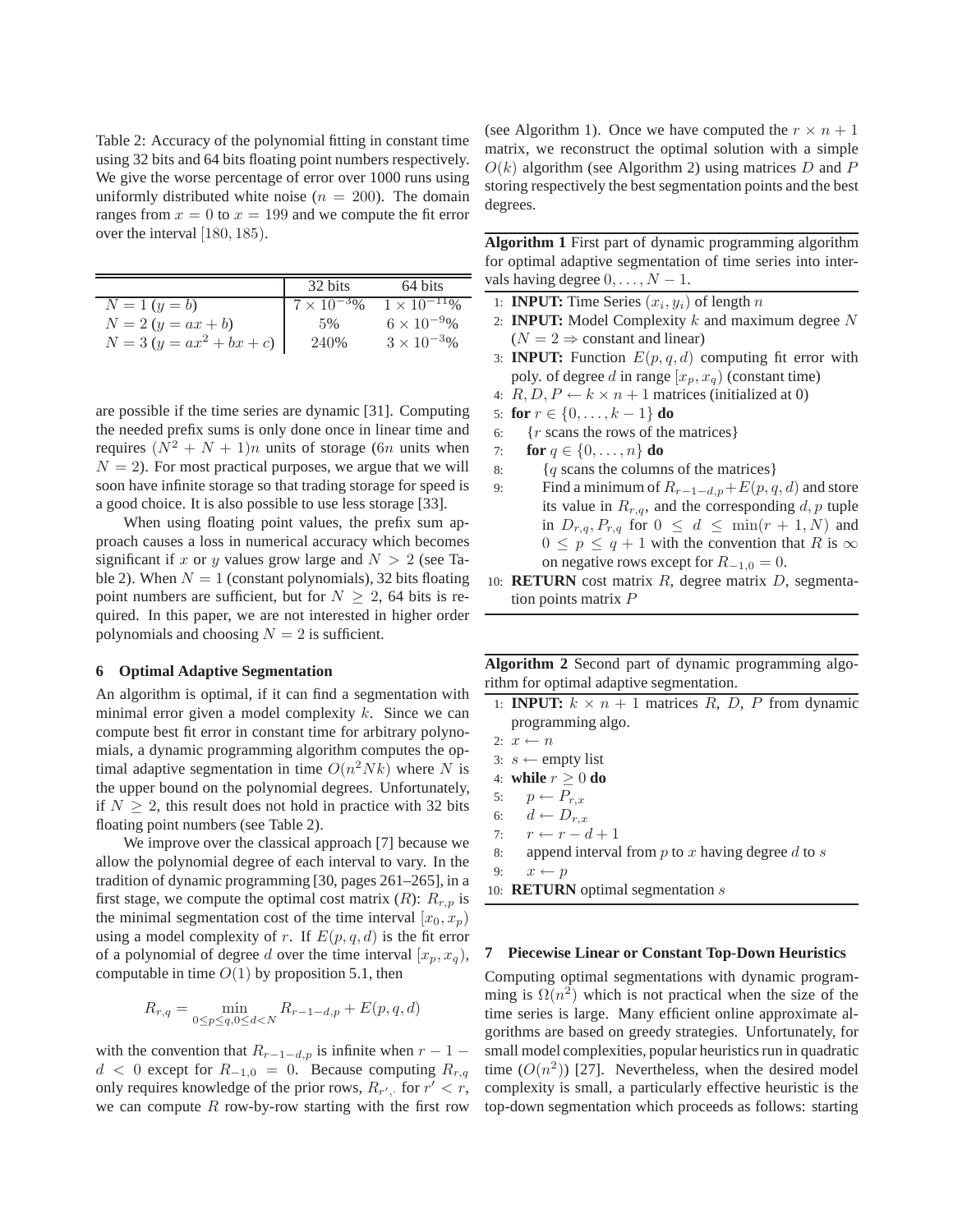Table 2: Accuracy of the polynomial fitting in constant time using 32 bits and 64 bits floating point numbers respectively. We give the worse percentage of error over 1000 runs using uniformly distributed white noise ($n = 200$). The domain ranges from $x = 0$ to $x = 199$ and we compute the fit error over the interval $[180, 185)$.

| | 32 bits | 64 bits |
|---|---|---|
| $N = 1$ ($y = b$) | $7 \times 10^{-3}$% | $1 \times 10^{-11}$% |
| $N = 2$ ($y = ax + b$) | 5% | $6 \times 10^{-9}$% |
| $N = 3$ ($y = ax^2 + bx + c$) | 240% | $3 \times 10^{-3}$% |

are possible if the time series are dynamic [31]. Computing the needed prefix sums is only done once in linear time and requires $(N^2 + N + 1)n$ units of storage ($6n$ units when $N = 2$). For most practical purposes, we argue that we will soon have infinite storage so that trading storage for speed is a good choice. It is also possible to use less storage [33].

When using floating point values, the prefix sum approach causes a loss in numerical accuracy which becomes significant if $x$ or $y$ values grow large and $N > 2$ (see Table 2). When $N = 1$ (constant polynomials), 32 bits floating point numbers are sufficient, but for $N \geq 2$, 64 bits is required. In this paper, we are not interested in higher order polynomials and choosing $N = 2$ is sufficient.

## 6 Optimal Adaptive Segmentation

An algorithm is optimal, if it can find a segmentation with minimal error given a model complexity $k$. Since we can compute best fit error in constant time for arbitrary polynomials, a dynamic programming algorithm computes the optimal adaptive segmentation in time $O(n^2 N k)$ where $N$ is the upper bound on the polynomial degrees. Unfortunately, if $N \geq 2$, this result does not hold in practice with 32 bits floating point numbers (see Table 2).

We improve over the classical approach [7] because we allow the polynomial degree of each interval to vary. In the tradition of dynamic programming [30, pages 261–265], in a first stage, we compute the optimal cost matrix ($R$): $R_{r,p}$ is the minimal segmentation cost of the time interval $[x_0, x_p)$ using a model complexity of $r$. If $E(p, q, d)$ is the fit error of a polynomial of degree $d$ over the time interval $[x_p, x_q)$, computable in time $O(1)$ by proposition 5.1, then

$$R_{r,q} = \min_{0 \leq p \leq q, 0 \leq d < N} R_{r-1-d,p} + E(p, q, d)$$

with the convention that $R_{r-1-d,p}$ is infinite when $r - 1 - d < 0$ except for $R_{-1,0} = 0$. Because computing $R_{r,q}$ only requires knowledge of the prior rows, $R_{r',\cdot}$ for $r' < r$, we can compute $R$ row-by-row starting with the first row (see Algorithm 1). Once we have computed the $r \times n + 1$ matrix, we reconstruct the optimal solution with a simple $O(k)$ algorithm (see Algorithm 2) using matrices $D$ and $P$ storing respectively the best segmentation points and the best degrees.

**Algorithm 1** First part of dynamic programming algorithm for optimal adaptive segmentation of time series into intervals having degree $0, \ldots, N-1$.

1: **INPUT:** Time Series $(x_i, y_i)$ of length $n$
2: **INPUT:** Model Complexity $k$ and maximum degree $N$ ($N = 2 \Rightarrow$ constant and linear)
3: **INPUT:** Function $E(p, q, d)$ computing fit error with poly. of degree $d$ in range $[x_p, x_q)$ (constant time)
4: $R, D, P \leftarrow k \times n + 1$ matrices (initialized at 0)
5: **for** $r \in \{0, \ldots, k-1\}$ **do**
6: &nbsp;&nbsp;&nbsp;&nbsp;{$r$ scans the rows of the matrices}
7: &nbsp;&nbsp;&nbsp;&nbsp;**for** $q \in \{0, \ldots, n\}$ **do**
8: &nbsp;&nbsp;&nbsp;&nbsp;&nbsp;&nbsp;&nbsp;&nbsp;{$q$ scans the columns of the matrices}
9: &nbsp;&nbsp;&nbsp;&nbsp;&nbsp;&nbsp;&nbsp;&nbsp;Find a minimum of $R_{r-1-d,p} + E(p, q, d)$ and store its value in $R_{r,q}$, and the corresponding $d, p$ tuple in $D_{r,q}, P_{r,q}$ for $0 \leq d \leq \min(r+1, N)$ and $0 \leq p \leq q+1$ with the convention that $R$ is $\infty$ on negative rows except for $R_{-1,0} = 0$.
10: **RETURN** cost matrix $R$, degree matrix $D$, segmentation points matrix $P$

**Algorithm 2** Second part of dynamic programming algorithm for optimal adaptive segmentation.

1: **INPUT:** $k \times n + 1$ matrices $R$, $D$, $P$ from dynamic programming algo.
2: $x \leftarrow n$
3: $s \leftarrow$ empty list
4: **while** $r \geq 0$ **do**
5: &nbsp;&nbsp;&nbsp;&nbsp;$p \leftarrow P_{r,x}$
6: &nbsp;&nbsp;&nbsp;&nbsp;$d \leftarrow D_{r,x}$
7: &nbsp;&nbsp;&nbsp;&nbsp;$r \leftarrow r - d + 1$
8: &nbsp;&nbsp;&nbsp;&nbsp;append interval from $p$ to $x$ having degree $d$ to $s$
9: &nbsp;&nbsp;&nbsp;&nbsp;$x \leftarrow p$
10: **RETURN** optimal segmentation $s$

## 7 Piecewise Linear or Constant Top-Down Heuristics

Computing optimal segmentations with dynamic programming is $\Omega(n^2)$ which is not practical when the size of the time series is large. Many efficient online approximate algorithms are based on greedy strategies. Unfortunately, for small model complexities, popular heuristics run in quadratic time ($O(n^2)$) [27]. Nevertheless, when the desired model complexity is small, a particularly effective heuristic is the top-down segmentation which proceeds as follows: starting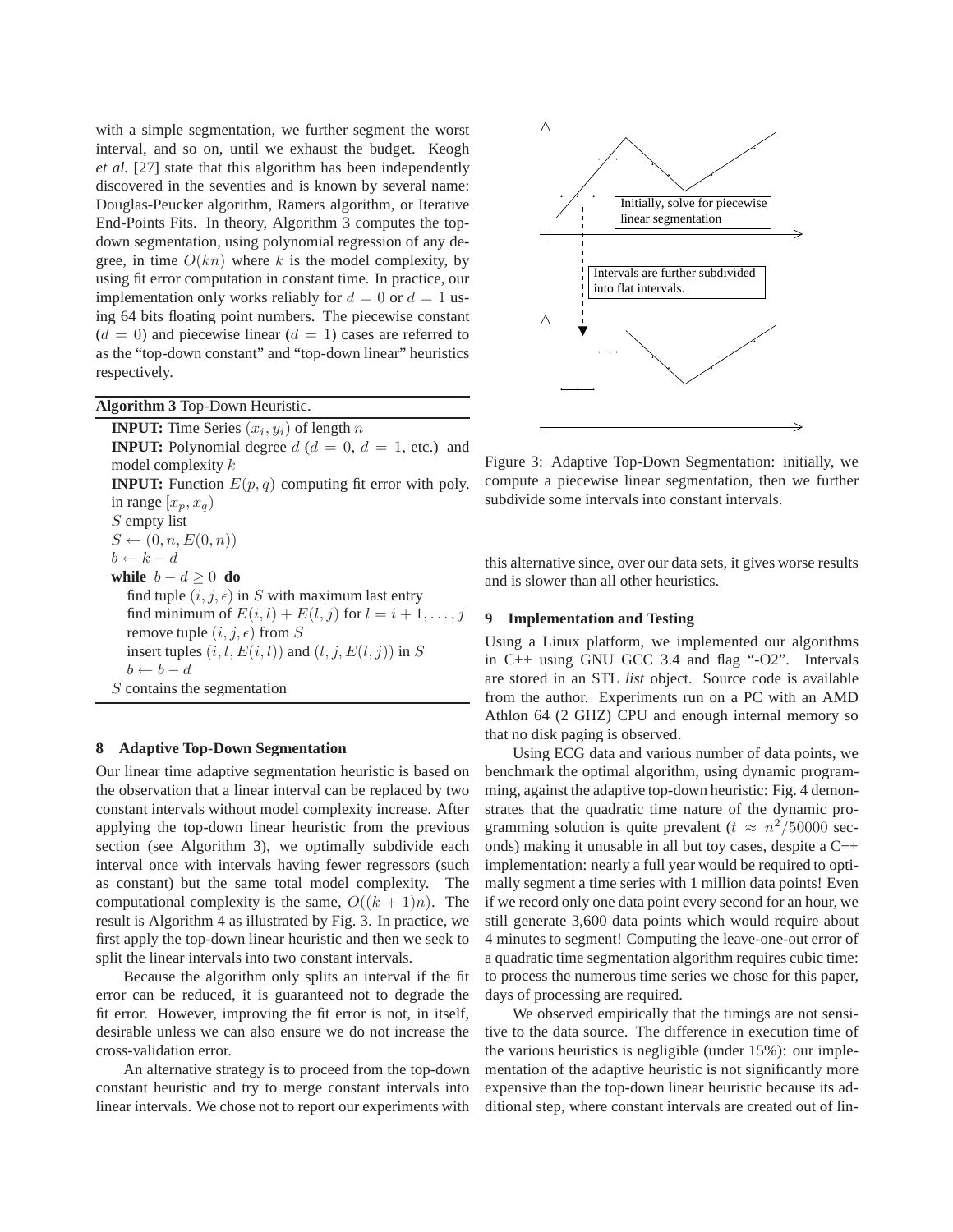with a simple segmentation, we further segment the worst interval, and so on, until we exhaust the budget. Keogh *et al.* [27] state that this algorithm has been independently discovered in the seventies and is known by several name: Douglas-Peucker algorithm, Ramers algorithm, or Iterative End-Points Fits. In theory, Algorithm 3 computes the top-down segmentation, using polynomial regression of any degree, in time $O(kn)$ where $k$ is the model complexity, by using fit error computation in constant time. In practice, our implementation only works reliably for $d = 0$ or $d = 1$ using 64 bits floating point numbers. The piecewise constant ($d = 0$) and piecewise linear ($d = 1$) cases are referred to as the "top-down constant" and "top-down linear" heuristics respectively.

**Algorithm 3** Top-Down Heuristic.

**INPUT:** Time Series $(x_i, y_i)$ of length $n$
**INPUT:** Polynomial degree $d$ ($d = 0$, $d = 1$, etc.) and model complexity $k$
**INPUT:** Function $E(p, q)$ computing fit error with poly. in range $[x_p, x_q)$
$S$ empty list
$S \leftarrow (0, n, E(0, n))$
$b \leftarrow k - d$
**while** $b - d \geq 0$ **do**
  find tuple $(i, j, \epsilon)$ in $S$ with maximum last entry
  find minimum of $E(i, l) + E(l, j)$ for $l = i + 1, \ldots, j$
  remove tuple $(i, j, \epsilon)$ from $S$
  insert tuples $(i, l, E(i, l))$ and $(l, j, E(l, j))$ in $S$
  $b \leftarrow b - d$
$S$ contains the segmentation

## 8 Adaptive Top-Down Segmentation

Our linear time adaptive segmentation heuristic is based on the observation that a linear interval can be replaced by two constant intervals without model complexity increase. After applying the top-down linear heuristic from the previous section (see Algorithm 3), we optimally subdivide each interval once with intervals having fewer regressors (such as constant) but the same total model complexity. The computational complexity is the same, $O((k + 1)n)$. The result is Algorithm 4 as illustrated by Fig. 3. In practice, we first apply the top-down linear heuristic and then we seek to split the linear intervals into two constant intervals.

Because the algorithm only splits an interval if the fit error can be reduced, it is guaranteed not to degrade the fit error. However, improving the fit error is not, in itself, desirable unless we can also ensure we do not increase the cross-validation error.

An alternative strategy is to proceed from the top-down constant heuristic and try to merge constant intervals into linear intervals. We chose not to report our experiments with this alternative since, over our data sets, it gives worse results and is slower than all other heuristics.

Figure 3: Adaptive Top-Down Segmentation: initially, we compute a piecewise linear segmentation, then we further subdivide some intervals into constant intervals.

## 9 Implementation and Testing

Using a Linux platform, we implemented our algorithms in C++ using GNU GCC 3.4 and flag "-O2". Intervals are stored in an STL *list* object. Source code is available from the author. Experiments run on a PC with an AMD Athlon 64 (2 GHZ) CPU and enough internal memory so that no disk paging is observed.

Using ECG data and various number of data points, we benchmark the optimal algorithm, using dynamic programming, against the adaptive top-down heuristic: Fig. 4 demonstrates that the quadratic time nature of the dynamic programming solution is quite prevalent ($t \approx n^2/50000$ seconds) making it unusable in all but toy cases, despite a C++ implementation: nearly a full year would be required to optimally segment a time series with 1 million data points! Even if we record only one data point every second for an hour, we still generate 3,600 data points which would require about 4 minutes to segment! Computing the leave-one-out error of a quadratic time segmentation algorithm requires cubic time: to process the numerous time series we chose for this paper, days of processing are required.

We observed empirically that the timings are not sensitive to the data source. The difference in execution time of the various heuristics is negligible (under 15%): our implementation of the adaptive heuristic is not significantly more expensive than the top-down linear heuristic because its additional step, where constant intervals are created out of lin-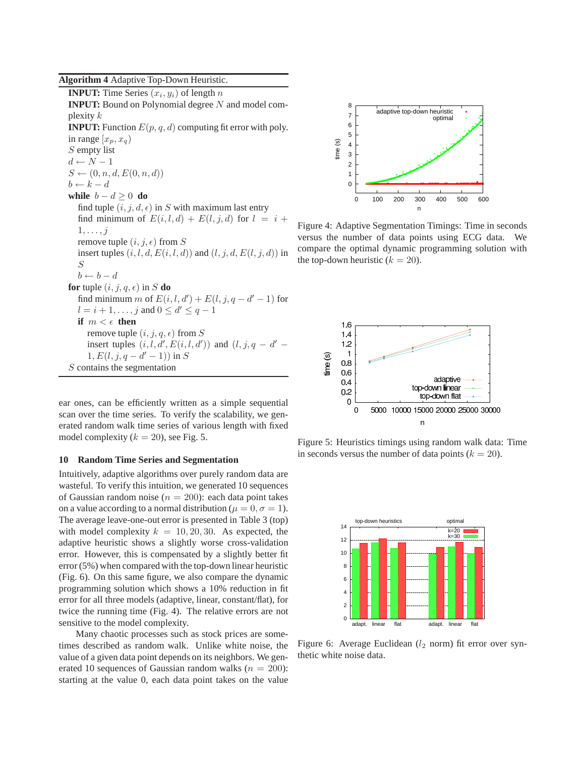**Algorithm 4** Adaptive Top-Down Heuristic.

**INPUT:** Time Series $(x_i, y_i)$ of length $n$
**INPUT:** Bound on Polynomial degree $N$ and model complexity $k$
**INPUT:** Function $E(p, q, d)$ computing fit error with poly. in range $[x_p, x_q)$
$S$ empty list
$d \leftarrow N - 1$
$S \leftarrow (0, n, d, E(0, n, d))$
$b \leftarrow k - d$
**while** $b - d \geq 0$ **do**
  find tuple $(i, j, d, \epsilon)$ in $S$ with maximum last entry
  find minimum of $E(i, l, d) + E(l, j, d)$ for $l = i + 1, \ldots, j$
  remove tuple $(i, j, \epsilon)$ from $S$
  insert tuples $(i, l, d, E(i, l, d))$ and $(l, j, d, E(l, j, d))$ in $S$
  $b \leftarrow b - d$
**for** tuple $(i, j, q, \epsilon)$ in $S$ **do**
  find minimum $m$ of $E(i, l, d') + E(l, j, q - d' - 1)$ for $l = i + 1, \ldots, j$ and $0 \leq d' \leq q - 1$
  **if** $m < \epsilon$ **then**
    remove tuple $(i, j, q, \epsilon)$ from $S$
    insert tuples $(i, l, d', E(i, l, d'))$ and $(l, j, q - d' - 1, E(l, j, q - d' - 1))$ in $S$
$S$ contains the segmentation

ear ones, can be efficiently written as a simple sequential scan over the time series. To verify the scalability, we generated random walk time series of various length with fixed model complexity ($k = 20$), see Fig. 5.

## 10 Random Time Series and Segmentation

Intuitively, adaptive algorithms over purely random data are wasteful. To verify this intuition, we generated 10 sequences of Gaussian random noise ($n = 200$): each data point takes on a value according to a normal distribution ($\mu = 0, \sigma = 1$). The average leave-one-out error is presented in Table 3 (top) with model complexity $k = 10, 20, 30$. As expected, the adaptive heuristic shows a slightly worse cross-validation error. However, this is compensated by a slightly better fit error (5%) when compared with the top-down linear heuristic (Fig. 6). On this same figure, we also compare the dynamic programming solution which shows a 10% reduction in fit error for all three models (adaptive, linear, constant/flat), for twice the running time (Fig. 4). The relative errors are not sensitive to the model complexity.

Many chaotic processes such as stock prices are sometimes described as random walk. Unlike white noise, the value of a given data point depends on its neighbors. We generated 10 sequences of Gaussian random walks ($n = 200$): starting at the value 0, each data point takes on the value

Figure 4: Adaptive Segmentation Timings: Time in seconds versus the number of data points using ECG data. We compare the optimal dynamic programming solution with the top-down heuristic ($k = 20$).

Figure 5: Heuristics timings using random walk data: Time in seconds versus the number of data points ($k = 20$).

Figure 6: Average Euclidean ($l_2$ norm) fit error over synthetic white noise data.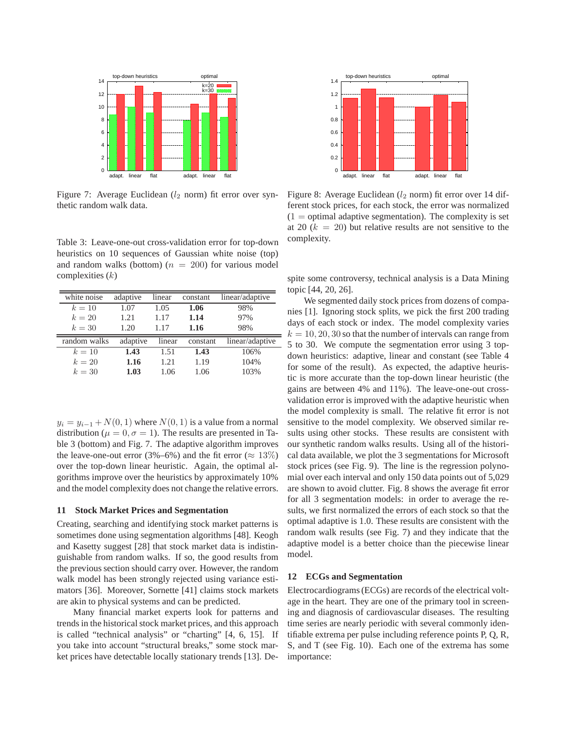Figure 7: Average Euclidean ($l_2$ norm) fit error over synthetic random walk data.

Figure 8: Average Euclidean ($l_2$ norm) fit error over 14 different stock prices, for each stock, the error was normalized ($1 =$ optimal adaptive segmentation). The complexity is set at 20 ($k = 20$) but relative results are not sensitive to the complexity.

Table 3: Leave-one-out cross-validation error for top-down heuristics on 10 sequences of Gaussian white noise (top) and random walks (bottom) ($n = 200$) for various model complexities ($k$)

| white noise | adaptive | linear | constant | linear/adaptive |
|---|---|---|---|---|
| $k = 10$ | 1.07 | 1.05 | **1.06** | 98% |
| $k = 20$ | 1.21 | 1.17 | **1.14** | 97% |
| $k = 30$ | 1.20 | 1.17 | **1.16** | 98% |

| random walks | adaptive | linear | constant | linear/adaptive |
|---|---|---|---|---|
| $k = 10$ | **1.43** | 1.51 | **1.43** | 106% |
| $k = 20$ | **1.16** | 1.21 | 1.19 | 104% |
| $k = 30$ | **1.03** | 1.06 | 1.06 | 103% |

$y_i = y_{i-1} + N(0, 1)$ where $N(0, 1)$ is a value from a normal distribution ($\mu = 0, \sigma = 1$). The results are presented in Table 3 (bottom) and Fig. 7. The adaptive algorithm improves the leave-one-out error (3%–6%) and the fit error ($\approx 13\%$) over the top-down linear heuristic. Again, the optimal algorithms improve over the heuristics by approximately 10% and the model complexity does not change the relative errors.

## 11 Stock Market Prices and Segmentation

Creating, searching and identifying stock market patterns is sometimes done using segmentation algorithms [48]. Keogh and Kasetty suggest [28] that stock market data is indistinguishable from random walks. If so, the good results from the previous section should carry over. However, the random walk model has been strongly rejected using variance estimators [36]. Moreover, Sornette [41] claims stock markets are akin to physical systems and can be predicted.

Many financial market experts look for patterns and trends in the historical stock market prices, and this approach is called "technical analysis" or "charting" [4, 6, 15]. If you take into account "structural breaks," some stock market prices have detectable locally stationary trends [13]. Despite some controversy, technical analysis is a Data Mining topic [44, 20, 26].

We segmented daily stock prices from dozens of companies [1]. Ignoring stock splits, we pick the first 200 trading days of each stock or index. The model complexity varies $k = 10, 20, 30$ so that the number of intervals can range from 5 to 30. We compute the segmentation error using 3 top-down heuristics: adaptive, linear and constant (see Table 4 for some of the result). As expected, the adaptive heuristic is more accurate than the top-down linear heuristic (the gains are between 4% and 11%). The leave-one-out cross-validation error is improved with the adaptive heuristic when the model complexity is small. The relative fit error is not sensitive to the model complexity. We observed similar results using other stocks. These results are consistent with our synthetic random walks results. Using all of the historical data available, we plot the 3 segmentations for Microsoft stock prices (see Fig. 9). The line is the regression polynomial over each interval and only 150 data points out of 5,029 are shown to avoid clutter. Fig. 8 shows the average fit error for all 3 segmentation models: in order to average the results, we first normalized the errors of each stock so that the optimal adaptive is 1.0. These results are consistent with the random walk results (see Fig. 7) and they indicate that the adaptive model is a better choice than the piecewise linear model.

## 12 ECGs and Segmentation

Electrocardiograms (ECGs) are records of the electrical voltage in the heart. They are one of the primary tool in screening and diagnosis of cardiovascular diseases. The resulting time series are nearly periodic with several commonly identifiable extrema per pulse including reference points P, Q, R, S, and T (see Fig. 10). Each one of the extrema has some importance: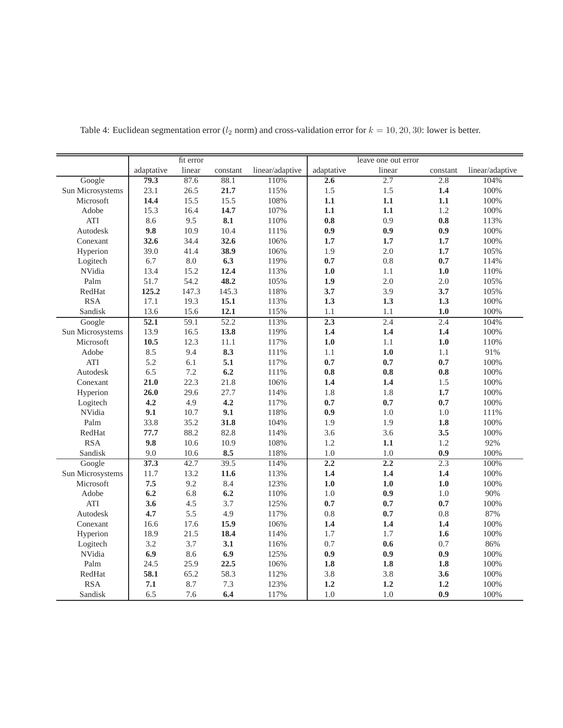Table 4: Euclidean segmentation error ($l_2$ norm) and cross-validation error for $k = 10, 20, 30$: lower is better.

| | fit error | | | | leave one out error | | | |
|---|---|---|---|---|---|---|---|---|
| | adaptative | linear | constant | linear/adaptive | adaptative | linear | constant | linear/adaptive |
| Google | **79.3** | 87.6 | 88.1 | 110% | **2.6** | 2.7 | 2.8 | 104% |
| Sun Microsystems | 23.1 | 26.5 | **21.7** | 115% | 1.5 | 1.5 | **1.4** | 100% |
| Microsoft | **14.4** | 15.5 | 15.5 | 108% | **1.1** | **1.1** | **1.1** | 100% |
| Adobe | 15.3 | 16.4 | **14.7** | 107% | **1.1** | **1.1** | 1.2 | 100% |
| ATI | 8.6 | 9.5 | **8.1** | 110% | **0.8** | 0.9 | **0.8** | 113% |
| Autodesk | **9.8** | 10.9 | 10.4 | 111% | **0.9** | **0.9** | **0.9** | 100% |
| Conexant | **32.6** | 34.4 | **32.6** | 106% | **1.7** | **1.7** | **1.7** | 100% |
| Hyperion | 39.0 | 41.4 | **38.9** | 106% | 1.9 | 2.0 | **1.7** | 105% |
| Logitech | 6.7 | 8.0 | **6.3** | 119% | **0.7** | 0.8 | **0.7** | 114% |
| NVidia | 13.4 | 15.2 | **12.4** | 113% | **1.0** | 1.1 | **1.0** | 110% |
| Palm | 51.7 | 54.2 | **48.2** | 105% | **1.9** | 2.0 | 2.0 | 105% |
| RedHat | **125.2** | 147.3 | 145.3 | 118% | **3.7** | 3.9 | **3.7** | 105% |
| RSA | 17.1 | 19.3 | **15.1** | 113% | **1.3** | **1.3** | **1.3** | 100% |
| Sandisk | 13.6 | 15.6 | **12.1** | 115% | 1.1 | 1.1 | **1.0** | 100% |
| Google | **52.1** | 59.1 | 52.2 | 113% | **2.3** | 2.4 | 2.4 | 104% |
| Sun Microsystems | 13.9 | 16.5 | **13.8** | 119% | **1.4** | **1.4** | **1.4** | 100% |
| Microsoft | **10.5** | 12.3 | 11.1 | 117% | **1.0** | 1.1 | **1.0** | 110% |
| Adobe | 8.5 | 9.4 | **8.3** | 111% | 1.1 | **1.0** | 1.1 | 91% |
| ATI | 5.2 | 6.1 | **5.1** | 117% | **0.7** | **0.7** | **0.7** | 100% |
| Autodesk | 6.5 | 7.2 | **6.2** | 111% | **0.8** | **0.8** | **0.8** | 100% |
| Conexant | **21.0** | 22.3 | 21.8 | 106% | **1.4** | **1.4** | 1.5 | 100% |
| Hyperion | **26.0** | 29.6 | 27.7 | 114% | 1.8 | 1.8 | **1.7** | 100% |
| Logitech | **4.2** | 4.9 | **4.2** | 117% | **0.7** | **0.7** | **0.7** | 100% |
| NVidia | **9.1** | 10.7 | **9.1** | 118% | **0.9** | 1.0 | 1.0 | 111% |
| Palm | 33.8 | 35.2 | **31.8** | 104% | 1.9 | 1.9 | **1.8** | 100% |
| RedHat | **77.7** | 88.2 | 82.8 | 114% | 3.6 | 3.6 | **3.5** | 100% |
| RSA | **9.8** | 10.6 | 10.9 | 108% | 1.2 | **1.1** | 1.2 | 92% |
| Sandisk | 9.0 | 10.6 | **8.5** | 118% | 1.0 | 1.0 | **0.9** | 100% |
| Google | **37.3** | 42.7 | 39.5 | 114% | **2.2** | **2.2** | 2.3 | 100% |
| Sun Microsystems | 11.7 | 13.2 | **11.6** | 113% | **1.4** | **1.4** | **1.4** | 100% |
| Microsoft | **7.5** | 9.2 | 8.4 | 123% | **1.0** | **1.0** | **1.0** | 100% |
| Adobe | **6.2** | 6.8 | **6.2** | 110% | 1.0 | **0.9** | 1.0 | 90% |
| ATI | **3.6** | 4.5 | 3.7 | 125% | **0.7** | **0.7** | **0.7** | 100% |
| Autodesk | **4.7** | 5.5 | 4.9 | 117% | 0.8 | **0.7** | 0.8 | 87% |
| Conexant | 16.6 | 17.6 | **15.9** | 106% | **1.4** | **1.4** | **1.4** | 100% |
| Hyperion | 18.9 | 21.5 | **18.4** | 114% | 1.7 | 1.7 | **1.6** | 100% |
| Logitech | 3.2 | 3.7 | **3.1** | 116% | 0.7 | **0.6** | 0.7 | 86% |
| NVidia | **6.9** | 8.6 | **6.9** | 125% | **0.9** | **0.9** | **0.9** | 100% |
| Palm | 24.5 | 25.9 | **22.5** | 106% | **1.8** | **1.8** | **1.8** | 100% |
| RedHat | **58.1** | 65.2 | 58.3 | 112% | 3.8 | 3.8 | **3.6** | 100% |
| RSA | **7.1** | 8.7 | 7.3 | 123% | **1.2** | **1.2** | **1.2** | 100% |
| Sandisk | 6.5 | 7.6 | **6.4** | 117% | 1.0 | 1.0 | **0.9** | 100% |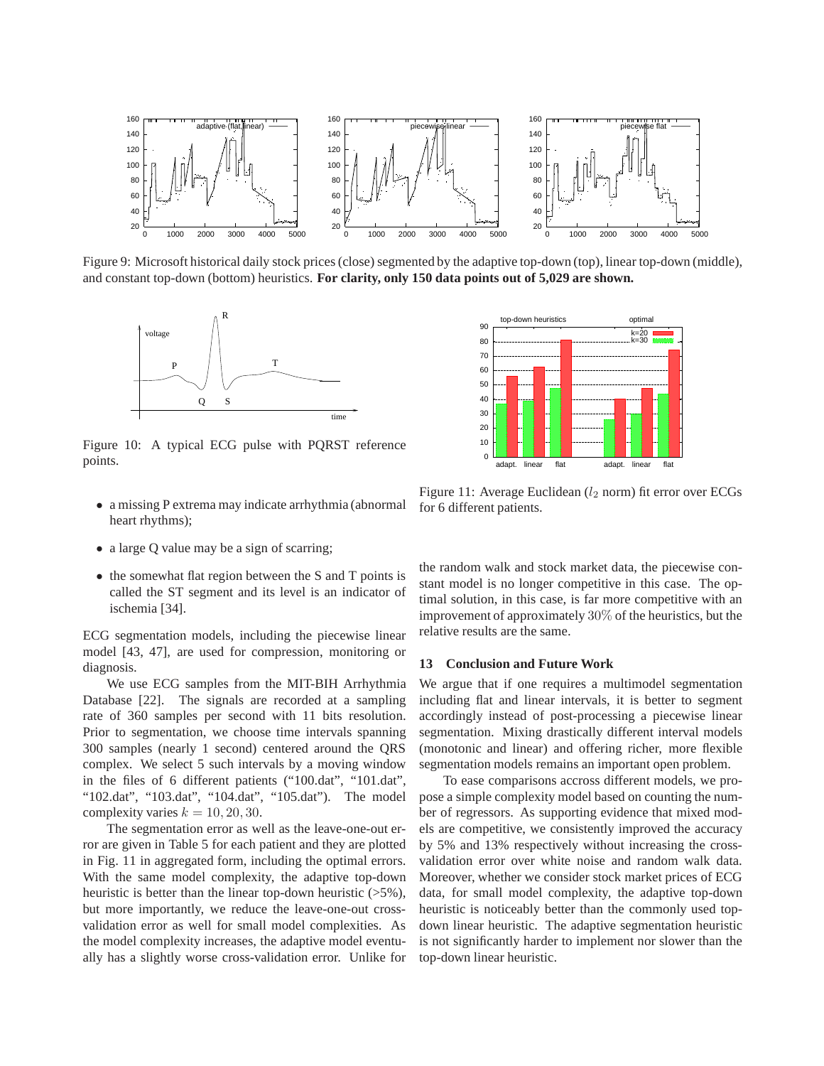Figure 9: Microsoft historical daily stock prices (close) segmented by the adaptive top-down (top), linear top-down (middle), and constant top-down (bottom) heuristics. **For clarity, only 150 data points out of 5,029 are shown.**

Figure 10: A typical ECG pulse with PQRST reference points.

- a missing P extrema may indicate arrhythmia (abnormal heart rhythms);
- a large Q value may be a sign of scarring;
- the somewhat flat region between the S and T points is called the ST segment and its level is an indicator of ischemia [34].

ECG segmentation models, including the piecewise linear model [43, 47], are used for compression, monitoring or diagnosis.

We use ECG samples from the MIT-BIH Arrhythmia Database [22]. The signals are recorded at a sampling rate of 360 samples per second with 11 bits resolution. Prior to segmentation, we choose time intervals spanning 300 samples (nearly 1 second) centered around the QRS complex. We select 5 such intervals by a moving window in the files of 6 different patients ("100.dat", "101.dat", "102.dat", "103.dat", "104.dat", "105.dat"). The model complexity varies $k = 10, 20, 30$.

The segmentation error as well as the leave-one-out error are given in Table 5 for each patient and they are plotted in Fig. 11 in aggregated form, including the optimal errors. With the same model complexity, the adaptive top-down heuristic is better than the linear top-down heuristic (>5%), but more importantly, we reduce the leave-one-out cross-validation error as well for small model complexities. As the model complexity increases, the adaptive model eventually has a slightly worse cross-validation error. Unlike for the random walk and stock market data, the piecewise constant model is no longer competitive in this case. The optimal solution, in this case, is far more competitive with an improvement of approximately $30\%$ of the heuristics, but the relative results are the same.

Figure 11: Average Euclidean ($l_2$ norm) fit error over ECGs for 6 different patients.

## 13 Conclusion and Future Work

We argue that if one requires a multimodel segmentation including flat and linear intervals, it is better to segment accordingly instead of post-processing a piecewise linear segmentation. Mixing drastically different interval models (monotonic and linear) and offering richer, more flexible segmentation models remains an important open problem.

To ease comparisons accross different models, we propose a simple complexity model based on counting the number of regressors. As supporting evidence that mixed models are competitive, we consistently improved the accuracy by 5% and 13% respectively without increasing the cross-validation error over white noise and random walk data. Moreover, whether we consider stock market prices of ECG data, for small model complexity, the adaptive top-down heuristic is noticeably better than the commonly used top-down linear heuristic. The adaptive segmentation heuristic is not significantly harder to implement nor slower than the top-down linear heuristic.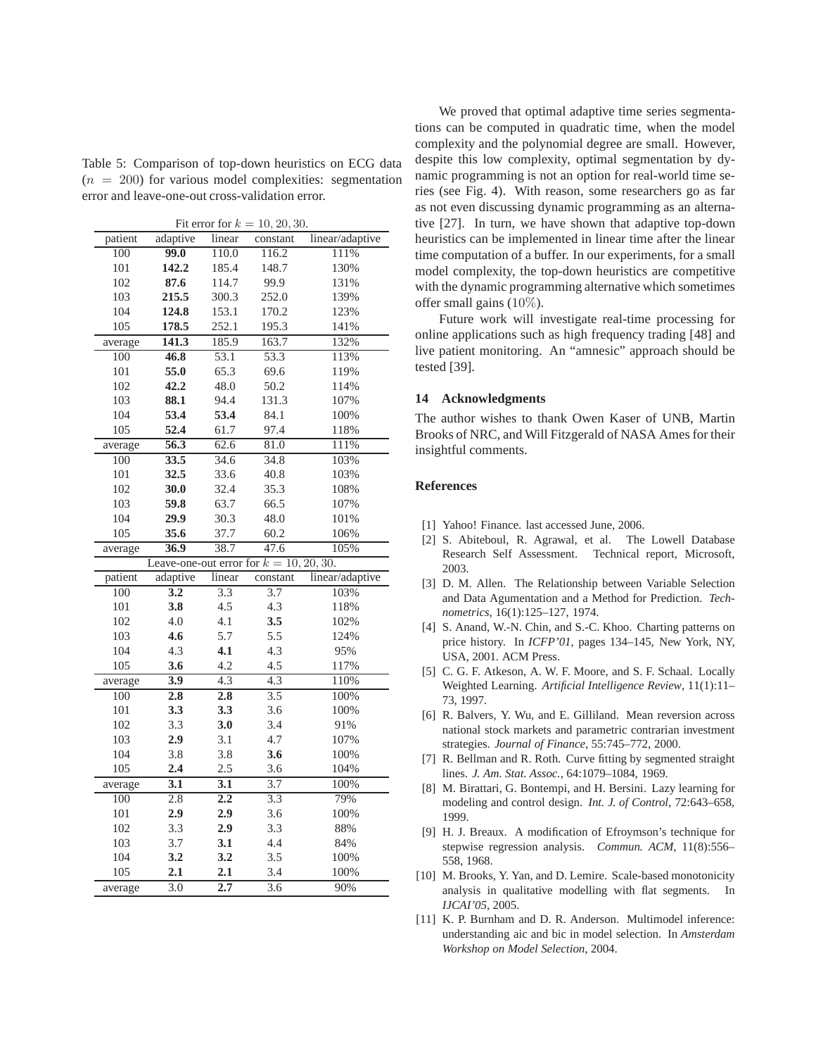Table 5: Comparison of top-down heuristics on ECG data ($n = 200$) for various model complexities: segmentation error and leave-one-out cross-validation error.

| Fit error for $k = 10, 20, 30$. | | | | |
|---|---|---|---|---|
| patient | adaptive | linear | constant | linear/adaptive |
| 100 | **99.0** | 110.0 | 116.2 | 111% |
| 101 | **142.2** | 185.4 | 148.7 | 130% |
| 102 | **87.6** | 114.7 | 99.9 | 131% |
| 103 | **215.5** | 300.3 | 252.0 | 139% |
| 104 | **124.8** | 153.1 | 170.2 | 123% |
| 105 | **178.5** | 252.1 | 195.3 | 141% |
| average | **141.3** | 185.9 | 163.7 | 132% |
| 100 | **46.8** | 53.1 | 53.3 | 113% |
| 101 | **55.0** | 65.3 | 69.6 | 119% |
| 102 | **42.2** | 48.0 | 50.2 | 114% |
| 103 | **88.1** | 94.4 | 131.3 | 107% |
| 104 | **53.4** | **53.4** | 84.1 | 100% |
| 105 | **52.4** | 61.7 | 97.4 | 118% |
| average | **56.3** | 62.6 | 81.0 | 111% |
| 100 | **33.5** | 34.6 | 34.8 | 103% |
| 101 | **32.5** | 33.6 | 40.8 | 103% |
| 102 | **30.0** | 32.4 | 35.3 | 108% |
| 103 | **59.8** | 63.7 | 66.5 | 107% |
| 104 | **29.9** | 30.3 | 48.0 | 101% |
| 105 | **35.6** | 37.7 | 60.2 | 106% |
| average | **36.9** | 38.7 | 47.6 | 105% |

| Leave-one-out error for $k = 10, 20, 30$. | | | | |
|---|---|---|---|---|
| patient | adaptive | linear | constant | linear/adaptive |
| 100 | **3.2** | 3.3 | 3.7 | 103% |
| 101 | **3.8** | 4.5 | 4.3 | 118% |
| 102 | 4.0 | 4.1 | **3.5** | 102% |
| 103 | **4.6** | 5.7 | 5.5 | 124% |
| 104 | 4.3 | **4.1** | 4.3 | 95% |
| 105 | **3.6** | 4.2 | 4.5 | 117% |
| average | **3.9** | 4.3 | 4.3 | 110% |
| 100 | **2.8** | **2.8** | 3.5 | 100% |
| 101 | **3.3** | **3.3** | 3.6 | 100% |
| 102 | 3.3 | **3.0** | 3.4 | 91% |
| 103 | **2.9** | 3.1 | 4.7 | 107% |
| 104 | 3.8 | 3.8 | **3.6** | 100% |
| 105 | **2.4** | 2.5 | 3.6 | 104% |
| average | **3.1** | **3.1** | 3.7 | 100% |
| 100 | 2.8 | **2.2** | 3.3 | 79% |
| 101 | **2.9** | **2.9** | 3.6 | 100% |
| 102 | 3.3 | **2.9** | 3.3 | 88% |
| 103 | 3.7 | **3.1** | 4.4 | 84% |
| 104 | **3.2** | **3.2** | 3.5 | 100% |
| 105 | **2.1** | **2.1** | 3.4 | 100% |
| average | 3.0 | **2.7** | 3.6 | 90% |

We proved that optimal adaptive time series segmentations can be computed in quadratic time, when the model complexity and the polynomial degree are small. However, despite this low complexity, optimal segmentation by dynamic programming is not an option for real-world time series (see Fig. 4). With reason, some researchers go as far as not even discussing dynamic programming as an alternative [27]. In turn, we have shown that adaptive top-down heuristics can be implemented in linear time after the linear time computation of a buffer. In our experiments, for a small model complexity, the top-down heuristics are competitive with the dynamic programming alternative which sometimes offer small gains (10%).

Future work will investigate real-time processing for online applications such as high frequency trading [48] and live patient monitoring. An "amnesic" approach should be tested [39].

## 14 Acknowledgments

The author wishes to thank Owen Kaser of UNB, Martin Brooks of NRC, and Will Fitzgerald of NASA Ames for their insightful comments.

## References

[1] Yahoo! Finance. last accessed June, 2006.

[2] S. Abiteboul, R. Agrawal, et al. The Lowell Database Research Self Assessment. Technical report, Microsoft, 2003.

[3] D. M. Allen. The Relationship between Variable Selection and Data Agumentation and a Method for Prediction. *Technometrics*, 16(1):125–127, 1974.

[4] S. Anand, W.-N. Chin, and S.-C. Khoo. Charting patterns on price history. In *ICFP'01*, pages 134–145, New York, NY, USA, 2001. ACM Press.

[5] C. G. F. Atkeson, A. W. F. Moore, and S. F. Schaal. Locally Weighted Learning. *Artificial Intelligence Review*, 11(1):11–73, 1997.

[6] R. Balvers, Y. Wu, and E. Gilliland. Mean reversion across national stock markets and parametric contrarian investment strategies. *Journal of Finance*, 55:745–772, 2000.

[7] R. Bellman and R. Roth. Curve fitting by segmented straight lines. *J. Am. Stat. Assoc.*, 64:1079–1084, 1969.

[8] M. Birattari, G. Bontempi, and H. Bersini. Lazy learning for modeling and control design. *Int. J. of Control*, 72:643–658, 1999.

[9] H. J. Breaux. A modification of Efroymson's technique for stepwise regression analysis. *Commun. ACM*, 11(8):556–558, 1968.

[10] M. Brooks, Y. Yan, and D. Lemire. Scale-based monotonicity analysis in qualitative modelling with flat segments. In *IJCAI'05*, 2005.

[11] K. P. Burnham and D. R. Anderson. Multimodel inference: understanding aic and bic in model selection. In *Amsterdam Workshop on Model Selection*, 2004.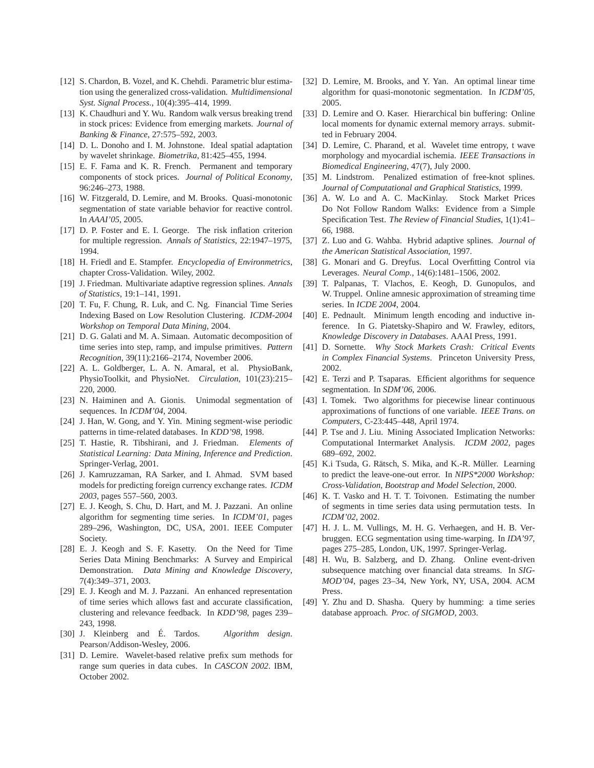[12] S. Chardon, B. Vozel, and K. Chehdi. Parametric blur estimation using the generalized cross-validation. *Multidimensional Syst. Signal Process.*, 10(4):395–414, 1999.

[13] K. Chaudhuri and Y. Wu. Random walk versus breaking trend in stock prices: Evidence from emerging markets. *Journal of Banking & Finance*, 27:575–592, 2003.

[14] D. L. Donoho and I. M. Johnstone. Ideal spatial adaptation by wavelet shrinkage. *Biometrika*, 81:425–455, 1994.

[15] E. F. Fama and K. R. French. Permanent and temporary components of stock prices. *Journal of Political Economy*, 96:246–273, 1988.

[16] W. Fitzgerald, D. Lemire, and M. Brooks. Quasi-monotonic segmentation of state variable behavior for reactive control. In *AAAI'05*, 2005.

[17] D. P. Foster and E. I. George. The risk inflation criterion for multiple regression. *Annals of Statistics*, 22:1947–1975, 1994.

[18] H. Friedl and E. Stampfer. *Encyclopedia of Environmetrics*, chapter Cross-Validation. Wiley, 2002.

[19] J. Friedman. Multivariate adaptive regression splines. *Annals of Statistics*, 19:1–141, 1991.

[20] T. Fu, F. Chung, R. Luk, and C. Ng. Financial Time Series Indexing Based on Low Resolution Clustering. *ICDM-2004 Workshop on Temporal Data Mining*, 2004.

[21] D. G. Galati and M. A. Simaan. Automatic decomposition of time series into step, ramp, and impulse primitives. *Pattern Recognition*, 39(11):2166–2174, November 2006.

[22] A. L. Goldberger, L. A. N. Amaral, et al. PhysioBank, PhysioToolkit, and PhysioNet. *Circulation*, 101(23):215–220, 2000.

[23] N. Haiminen and A. Gionis. Unimodal segmentation of sequences. In *ICDM'04*, 2004.

[24] J. Han, W. Gong, and Y. Yin. Mining segment-wise periodic patterns in time-related databases. In *KDD'98*, 1998.

[25] T. Hastie, R. Tibshirani, and J. Friedman. *Elements of Statistical Learning: Data Mining, Inference and Prediction*. Springer-Verlag, 2001.

[26] J. Kamruzzaman, RA Sarker, and I. Ahmad. SVM based models for predicting foreign currency exchange rates. *ICDM 2003*, pages 557–560, 2003.

[27] E. J. Keogh, S. Chu, D. Hart, and M. J. Pazzani. An online algorithm for segmenting time series. In *ICDM'01*, pages 289–296, Washington, DC, USA, 2001. IEEE Computer Society.

[28] E. J. Keogh and S. F. Kasetty. On the Need for Time Series Data Mining Benchmarks: A Survey and Empirical Demonstration. *Data Mining and Knowledge Discovery*, 7(4):349–371, 2003.

[29] E. J. Keogh and M. J. Pazzani. An enhanced representation of time series which allows fast and accurate classification, clustering and relevance feedback. In *KDD'98*, pages 239–243, 1998.

[30] J. Kleinberg and É. Tardos. *Algorithm design*. Pearson/Addison-Wesley, 2006.

[31] D. Lemire. Wavelet-based relative prefix sum methods for range sum queries in data cubes. In *CASCON 2002*. IBM, October 2002.

[32] D. Lemire, M. Brooks, and Y. Yan. An optimal linear time algorithm for quasi-monotonic segmentation. In *ICDM'05*, 2005.

[33] D. Lemire and O. Kaser. Hierarchical bin buffering: Online local moments for dynamic external memory arrays. submitted in February 2004.

[34] D. Lemire, C. Pharand, et al. Wavelet time entropy, t wave morphology and myocardial ischemia. *IEEE Transactions in Biomedical Engineering*, 47(7), July 2000.

[35] M. Lindstrom. Penalized estimation of free-knot splines. *Journal of Computational and Graphical Statistics*, 1999.

[36] A. W. Lo and A. C. MacKinlay. Stock Market Prices Do Not Follow Random Walks: Evidence from a Simple Specification Test. *The Review of Financial Studies*, 1(1):41–66, 1988.

[37] Z. Luo and G. Wahba. Hybrid adaptive splines. *Journal of the American Statistical Association*, 1997.

[38] G. Monari and G. Dreyfus. Local Overfitting Control via Leverages. *Neural Comp.*, 14(6):1481–1506, 2002.

[39] T. Palpanas, T. Vlachos, E. Keogh, D. Gunopulos, and W. Truppel. Online amnesic approximation of streaming time series. In *ICDE 2004*, 2004.

[40] E. Pednault. Minimum length encoding and inductive inference. In G. Piatetsky-Shapiro and W. Frawley, editors, *Knowledge Discovery in Databases*. AAAI Press, 1991.

[41] D. Sornette. *Why Stock Markets Crash: Critical Events in Complex Financial Systems*. Princeton University Press, 2002.

[42] E. Terzi and P. Tsaparas. Efficient algorithms for sequence segmentation. In *SDM'06*, 2006.

[43] I. Tomek. Two algorithms for piecewise linear continuous approximations of functions of one variable. *IEEE Trans. on Computers*, C-23:445–448, April 1974.

[44] P. Tse and J. Liu. Mining Associated Implication Networks: Computational Intermarket Analysis. *ICDM 2002*, pages 689–692, 2002.

[45] K.i Tsuda, G. Rätsch, S. Mika, and K.-R. Müller. Learning to predict the leave-one-out error. In *NIPS*2000 Workshop: Cross-Validation, Bootstrap and Model Selection*, 2000.

[46] K. T. Vasko and H. T. T. Toivonen. Estimating the number of segments in time series data using permutation tests. In *ICDM'02*, 2002.

[47] H. J. L. M. Vullings, M. H. G. Verhaegen, and H. B. Verbruggen. ECG segmentation using time-warping. In *IDA'97*, pages 275–285, London, UK, 1997. Springer-Verlag.

[48] H. Wu, B. Salzberg, and D. Zhang. Online event-driven subsequence matching over financial data streams. In *SIGMOD'04*, pages 23–34, New York, NY, USA, 2004. ACM Press.

[49] Y. Zhu and D. Shasha. Query by humming: a time series database approach. *Proc. of SIGMOD*, 2003.